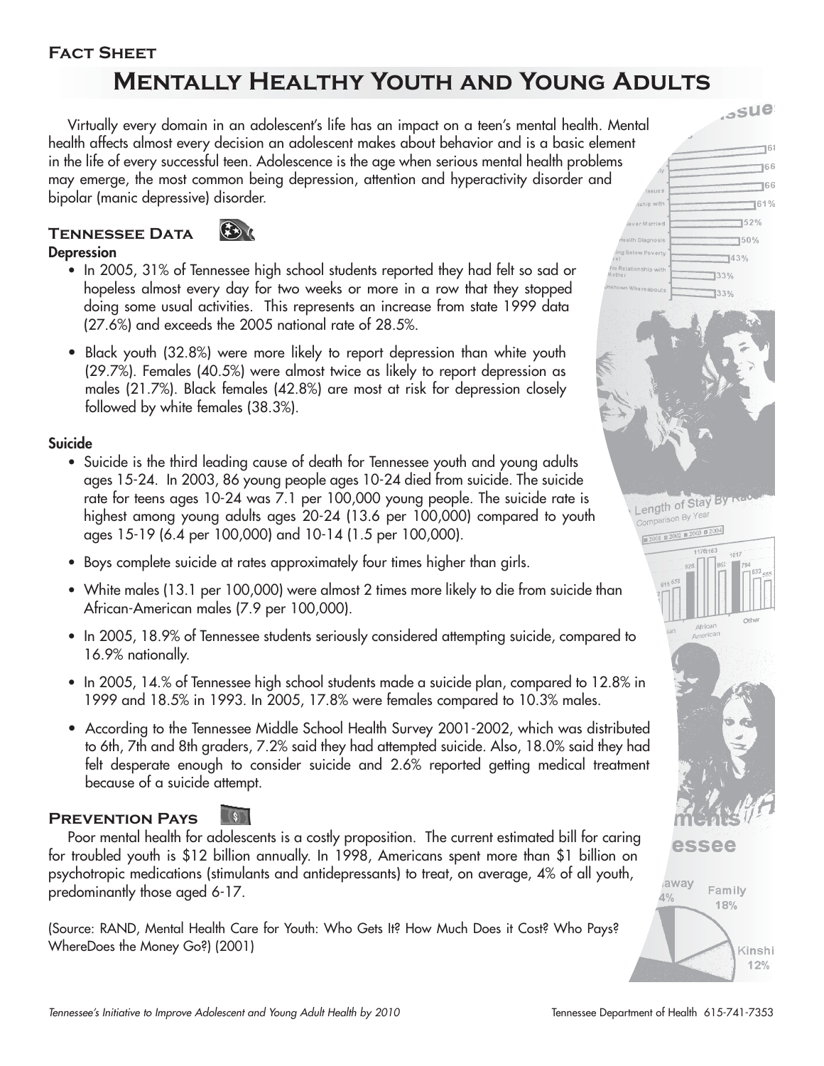**Fact Sheet**

# Mentally Healthy Youth and Young Adults

Virtually every domain in an adolescent's life has an impact on a teen's mental health. Mental health affects almost every decision an adolescent makes about behavior and is a basic element in the life of every successful teen. Adolescence is the age when serious mental health problems may emerge, the most common being depression, attention and hyperactivity disorder and bipolar (manic depressive) disorder.

## Tennessee Data

### Depression

- In 2005, 31% of Tennessee high school students reported they had felt so sad or hopeless almost every day for two weeks or more in a row that they stopped doing some usual activities. This represents an increase from state 1999 data (27.6%) and exceeds the 2005 national rate of 28.5%.
- Black youth (32.8%) were more likely to report depression than white youth (29.7%). Females (40.5%) were almost twice as likely to report depression as males (21.7%). Black females (42.8%) are most at risk for depression closely followed by white females (38.3%).

### Suicide

- Suicide is the third leading cause of death for Tennessee youth and young adults ages 15-24. In 2003, 86 young people ages 10-24 died from suicide. The suicide rate for teens ages 10-24 was 7.1 per 100,000 young people. The suicide rate is highest among young adults ages 20-24 (13.6 per 100,000) compared to youth ages 15-19 (6.4 per 100,000) and 10-14 (1.5 per 100,000).
- Boys complete suicide at rates approximately four times higher than girls.
- White males (13.1 per 100,000) were almost 2 times more likely to die from suicide than African-American males (7.9 per 100,000).
- In 2005, 18.9% of Tennessee students seriously considered attempting suicide, compared to 16.9% nationally.
- In 2005, 14.% of Tennessee high school students made a suicide plan, compared to 12.8% in 1999 and 18.5% in 1993. In 2005, 17.8% were females compared to 10.3% males.
- According to the Tennessee Middle School Health Survey 2001-2002, which was distributed to 6th, 7th and 8th graders, 7.2% said they had attempted suicide. Also, 18.0% said they had felt desperate enough to consider suicide and 2.6% reported getting medical treatment because of a suicide attempt.

## Prevention Pays

Poor mental health for adolescents is a costly proposition. The current estimated bill for caring for troubled youth is $12 billion annually. In 1998, Americans spent more than $1 billion on psychotropic medications (stimulants and antidepressants) to treat, on average, 4% of all youth, predominantly those aged 6-17.

(Source: RAND, Mental Health Care for Youth: Who Gets It? How Much Does it Cost? Who Pays? WhereDoes the Money Go?) (2001)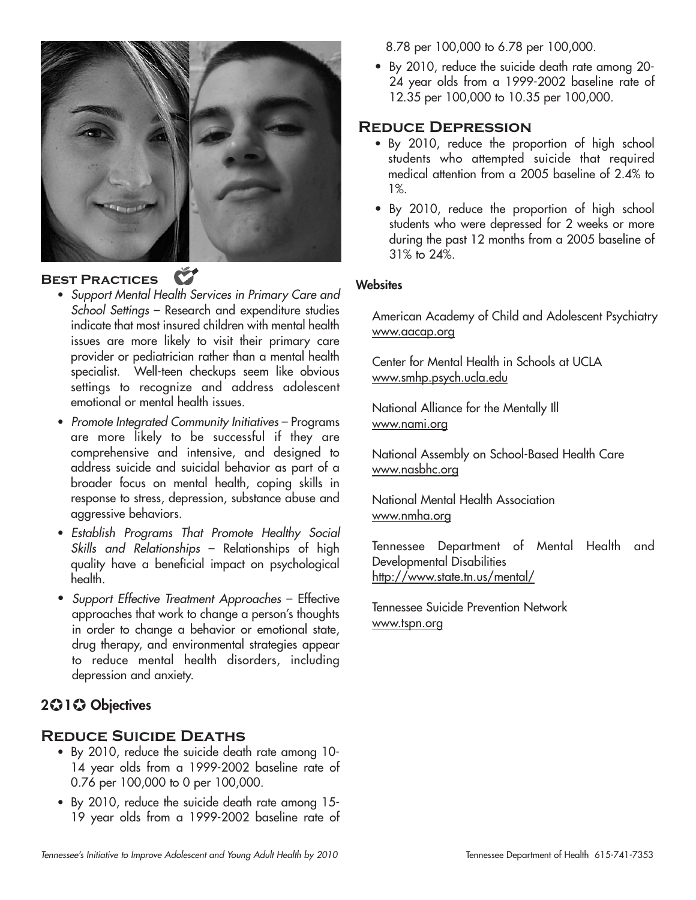### Best Practices

- *Support Mental Health Services in Primary Care and School Settings* – Research and expenditure studies indicate that most insured children with mental health issues are more likely to visit their primary care provider or pediatrician rather than a mental health specialist. Well-teen checkups seem like obvious settings to recognize and address adolescent emotional or mental health issues.
- *Promote Integrated Community Initiatives* – Programs are more likely to be successful if they are comprehensive and intensive, and designed to address suicide and suicidal behavior as part of a broader focus on mental health, coping skills in response to stress, depression, substance abuse and aggressive behaviors.
- *Establish Programs That Promote Healthy Social Skills and Relationships* – Relationships of high quality have a beneficial impact on psychological health.
- *Support Effective Treatment Approaches* – Effective approaches that work to change a person's thoughts in order to change a behavior or emotional state, drug therapy, and environmental strategies appear to reduce mental health disorders, including depression and anxiety.

## 2✪1✪ Objectives

### Reduce Suicide Deaths

- By 2010, reduce the suicide death rate among 10-14 year olds from a 1999-2002 baseline rate of 0.76 per 100,000 to 0 per 100,000.
- By 2010, reduce the suicide death rate among 15-19 year olds from a 1999-2002 baseline rate of 8.78 per 100,000 to 6.78 per 100,000.
- By 2010, reduce the suicide death rate among 20-24 year olds from a 1999-2002 baseline rate of 12.35 per 100,000 to 10.35 per 100,000.

### Reduce Depression

- By 2010, reduce the proportion of high school students who attempted suicide that required medical attention from a 2005 baseline of 2.4% to 1%.
- By 2010, reduce the proportion of high school students who were depressed for 2 weeks or more during the past 12 months from a 2005 baseline of 31% to 24%.

**Websites**

American Academy of Child and Adolescent Psychiatry
www.aacap.org

Center for Mental Health in Schools at UCLA
www.smhp.psych.ucla.edu

National Alliance for the Mentally Ill
www.nami.org

National Assembly on School-Based Health Care
www.nasbhc.org

National Mental Health Association
www.nmha.org

Tennessee Department of Mental Health and Developmental Disabilities
http://www.state.tn.us/mental/

Tennessee Suicide Prevention Network
www.tspn.org